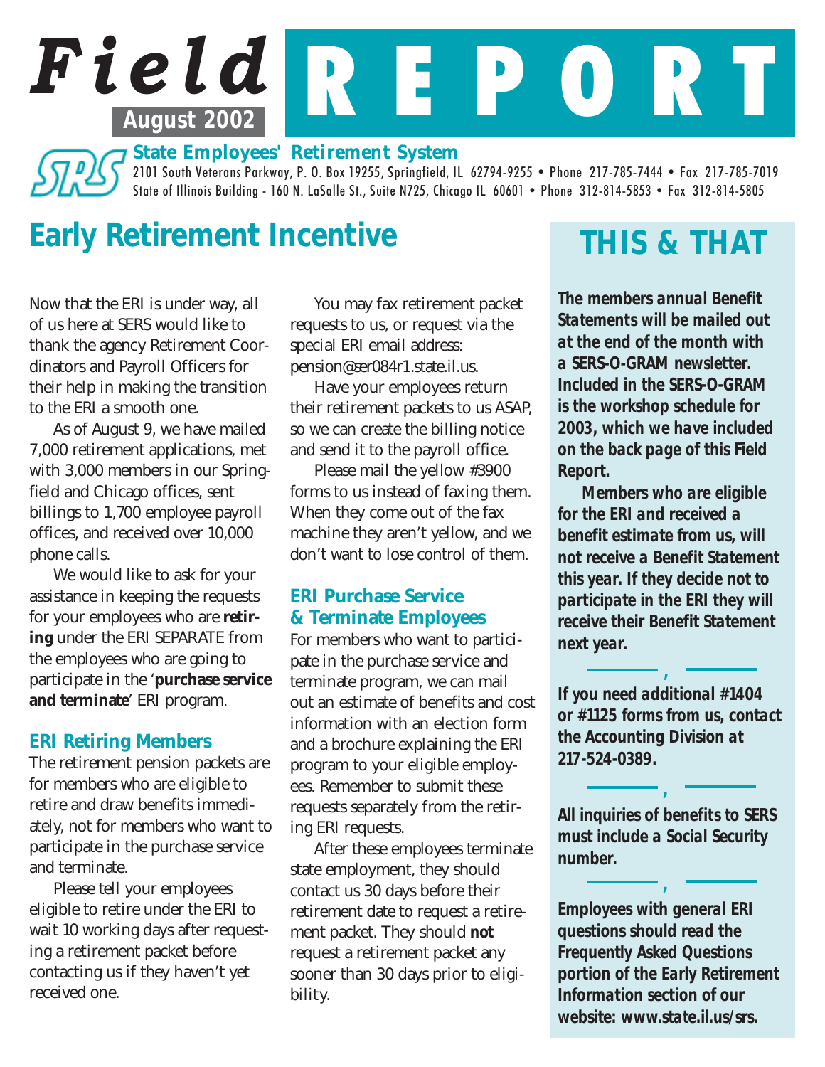# Field REPORT

**August 2002**

**State Employees' Retirement System**

2101 South Veterans Parkway, P. O. Box 19255, Springfield, IL 62794-9255 • Phone 217-785-7444 • Fax 217-785-7019
State of Illinois Building - 160 N. LaSalle St., Suite N725, Chicago IL 60601 • Phone 312-814-5853 • Fax 312-814-5805

## Early Retirement Incentive

Now that the ERI is under way, all of us here at SERS would like to thank the agency Retirement Coordinators and Payroll Officers for their help in making the transition to the ERI a smooth one.

As of August 9, we have mailed 7,000 retirement applications, met with 3,000 members in our Springfield and Chicago offices, sent billings to 1,700 employee payroll offices, and received over 10,000 phone calls.

We would like to ask for your assistance in keeping the requests for your employees who are **retiring** under the ERI SEPARATE from the employees who are going to participate in the '**purchase service and terminate**' ERI program.

### ERI Retiring Members

The retirement pension packets are for members who are eligible to retire and draw benefits immediately, not for members who want to participate in the purchase service and terminate.

Please tell your employees eligible to retire under the ERI to wait 10 working days after requesting a retirement packet before contacting us if they haven't yet received one.

You may fax retirement packet requests to us, or request via the special ERI email address: pension@ser084r1.state.il.us.

Have your employees return their retirement packets to us ASAP, so we can create the billing notice and send it to the payroll office.

Please mail the yellow #3900 forms to us instead of faxing them. When they come out of the fax machine they aren't yellow, and we don't want to lose control of them.

### ERI Purchase Service & Terminate Employees

For members who want to participate in the purchase service and terminate program, we can mail out an estimate of benefits and cost information with an election form and a brochure explaining the ERI program to your eligible employees. Remember to submit these requests separately from the retiring ERI requests.

After these employees terminate state employment, they should contact us 30 days before their retirement date to request a retirement packet. They should **not** request a retirement packet any sooner than 30 days prior to eligibility.

## THIS & THAT

***The members annual Benefit Statements will be mailed out at the end of the month with a SERS-O-GRAM newsletter. Included in the SERS-O-GRAM is the workshop schedule for 2003, which we have included on the back page of this Field Report.***

***Members who are eligible for the ERI and received a benefit estimate from us, will not receive a Benefit Statement this year. If they decide not to participate in the ERI they will receive their Benefit Statement next year.***

***If you need additional #1404 or #1125 forms from us, contact the Accounting Division at 217-524-0389.***

***All inquiries of benefits to SERS must include a Social Security number.***

***Employees with general ERI questions should read the Frequently Asked Questions portion of the Early Retirement Information section of our website: www.state.il.us/srs.***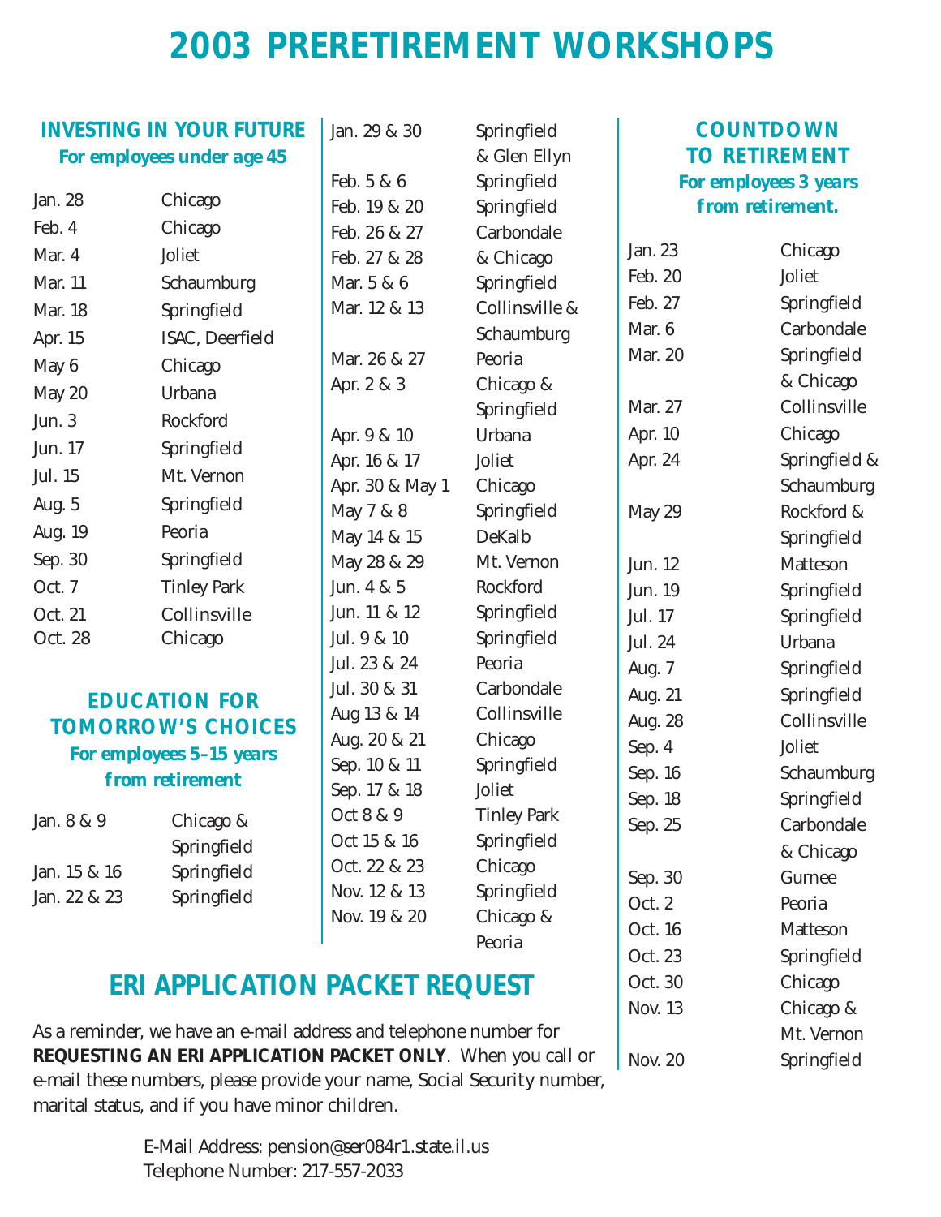# 2003 PRERETIREMENT WORKSHOPS

## INVESTING IN YOUR FUTURE

**For employees under age 45**

| | |
|---|---|
| Jan. 28 | Chicago |
| Feb. 4 | Chicago |
| Mar. 4 | Joliet |
| Mar. 11 | Schaumburg |
| Mar. 18 | Springfield |
| Apr. 15 | ISAC, Deerfield |
| May 6 | Chicago |
| May 20 | Urbana |
| Jun. 3 | Rockford |
| Jun. 17 | Springfield |
| Jul. 15 | Mt. Vernon |
| Aug. 5 | Springfield |
| Aug. 19 | Peoria |
| Sep. 30 | Springfield |
| Oct. 7 | Tinley Park |
| Oct. 21 | Collinsville |
| Oct. 28 | Chicago |

## EDUCATION FOR TOMORROW'S CHOICES

**For employees 5–15 years from retirement**

| | |
|---|---|
| Jan. 8 & 9 | Chicago & Springfield |
| Jan. 15 & 16 | Springfield |
| Jan. 22 & 23 | Springfield |
| Jan. 29 & 30 | Springfield & Glen Ellyn |
| Feb. 5 & 6 | Springfield |
| Feb. 19 & 20 | Springfield |
| Feb. 26 & 27 | Carbondale |
| Feb. 27 & 28 | & Chicago |
| Mar. 5 & 6 | Springfield |
| Mar. 12 & 13 | Collinsville & Schaumburg |
| Mar. 26 & 27 | Peoria |
| Apr. 2 & 3 | Chicago & Springfield |
| Apr. 9 & 10 | Urbana |
| Apr. 16 & 17 | Joliet |
| Apr. 30 & May 1 | Chicago |
| May 7 & 8 | Springfield |
| May 14 & 15 | DeKalb |
| May 28 & 29 | Mt. Vernon |
| Jun. 4 & 5 | Rockford |
| Jun. 11 & 12 | Springfield |
| Jul. 9 & 10 | Springfield |
| Jul. 23 & 24 | Peoria |
| Jul. 30 & 31 | Carbondale |
| Aug 13 & 14 | Collinsville |
| Aug. 20 & 21 | Chicago |
| Sep. 10 & 11 | Springfield |
| Sep. 17 & 18 | Joliet |
| Oct 8 & 9 | Tinley Park |
| Oct 15 & 16 | Springfield |
| Oct. 22 & 23 | Chicago |
| Nov. 12 & 13 | Springfield |
| Nov. 19 & 20 | Chicago & Peoria |

## COUNTDOWN TO RETIREMENT

**For employees 3 years from retirement.**

| | |
|---|---|
| Jan. 23 | Chicago |
| Feb. 20 | Joliet |
| Feb. 27 | Springfield |
| Mar. 6 | Carbondale |
| Mar. 20 | Springfield & Chicago |
| Mar. 27 | Collinsville |
| Apr. 10 | Chicago |
| Apr. 24 | Springfield & Schaumburg |
| May 29 | Rockford & Springfield |
| Jun. 12 | Matteson |
| Jun. 19 | Springfield |
| Jul. 17 | Springfield |
| Jul. 24 | Urbana |
| Aug. 7 | Springfield |
| Aug. 21 | Springfield |
| Aug. 28 | Collinsville |
| Sep. 4 | Joliet |
| Sep. 16 | Schaumburg |
| Sep. 18 | Springfield |
| Sep. 25 | Carbondale & Chicago |
| Sep. 30 | Gurnee |
| Oct. 2 | Peoria |
| Oct. 16 | Matteson |
| Oct. 23 | Springfield |
| Oct. 30 | Chicago |
| Nov. 13 | Chicago & Mt. Vernon |
| Nov. 20 | Springfield |

## ERI APPLICATION PACKET REQUEST

As a reminder, we have an e-mail address and telephone number for **REQUESTING AN ERI APPLICATION PACKET ONLY**. When you call or e-mail these numbers, please provide your name, Social Security number, marital status, and if you have minor children.

E-Mail Address: pension@ser084r1.state.il.us
Telephone Number: 217-557-2033